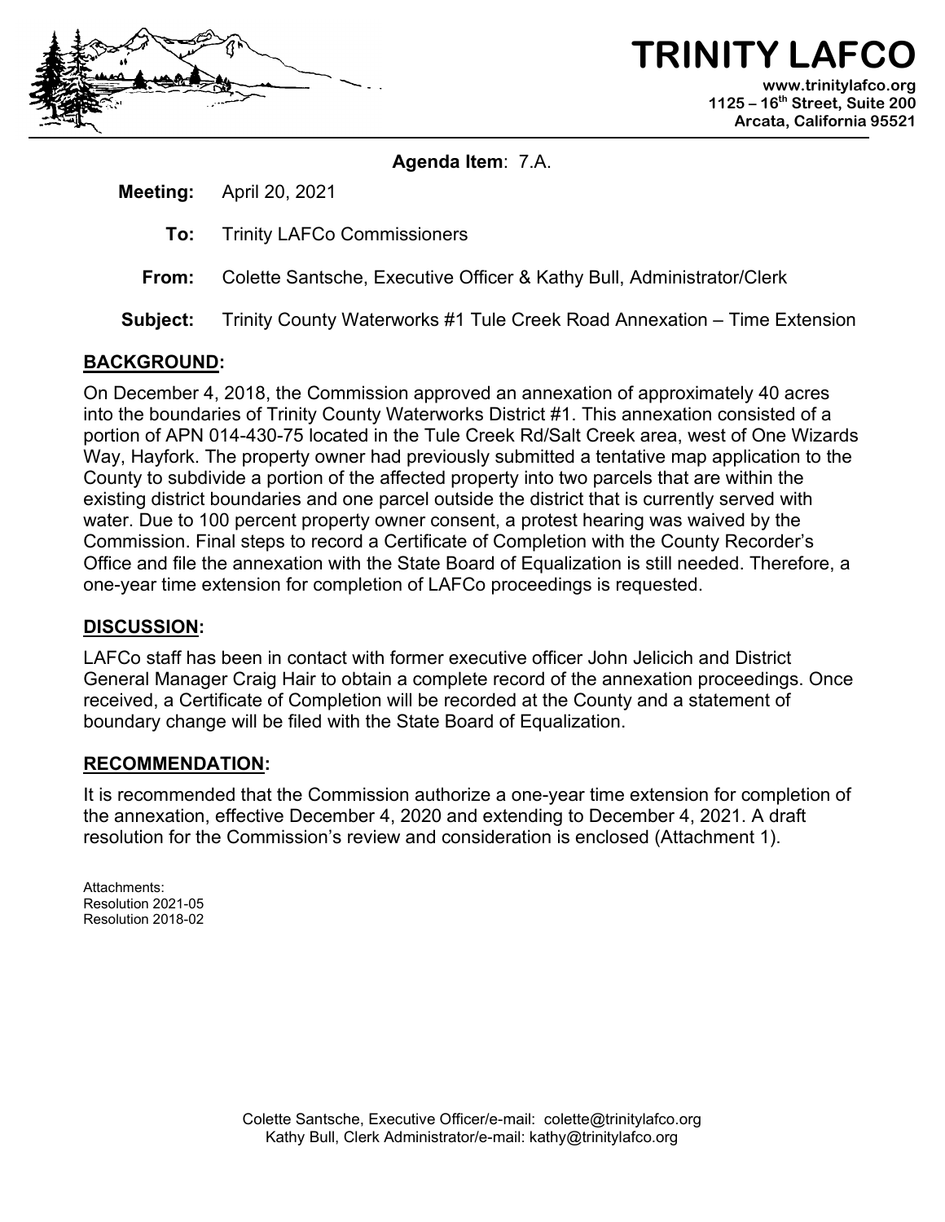# TRINITY LAFCO

www.trinitylafco.org
1125 – 16th Street, Suite 200
Arcata, California 95521

**Agenda Item**: 7.A.

**Meeting:** April 20, 2021

**To:** Trinity LAFCo Commissioners

**From:** Colette Santsche, Executive Officer & Kathy Bull, Administrator/Clerk

**Subject:** Trinity County Waterworks #1 Tule Creek Road Annexation – Time Extension

## BACKGROUND:

On December 4, 2018, the Commission approved an annexation of approximately 40 acres into the boundaries of Trinity County Waterworks District #1. This annexation consisted of a portion of APN 014-430-75 located in the Tule Creek Rd/Salt Creek area, west of One Wizards Way, Hayfork. The property owner had previously submitted a tentative map application to the County to subdivide a portion of the affected property into two parcels that are within the existing district boundaries and one parcel outside the district that is currently served with water. Due to 100 percent property owner consent, a protest hearing was waived by the Commission. Final steps to record a Certificate of Completion with the County Recorder's Office and file the annexation with the State Board of Equalization is still needed. Therefore, a one-year time extension for completion of LAFCo proceedings is requested.

## DISCUSSION:

LAFCo staff has been in contact with former executive officer John Jelicich and District General Manager Craig Hair to obtain a complete record of the annexation proceedings. Once received, a Certificate of Completion will be recorded at the County and a statement of boundary change will be filed with the State Board of Equalization.

## RECOMMENDATION:

It is recommended that the Commission authorize a one-year time extension for completion of the annexation, effective December 4, 2020 and extending to December 4, 2021. A draft resolution for the Commission's review and consideration is enclosed (Attachment 1).

Attachments:
Resolution 2021-05
Resolution 2018-02

Colette Santsche, Executive Officer/e-mail: colette@trinitylafco.org
Kathy Bull, Clerk Administrator/e-mail: kathy@trinitylafco.org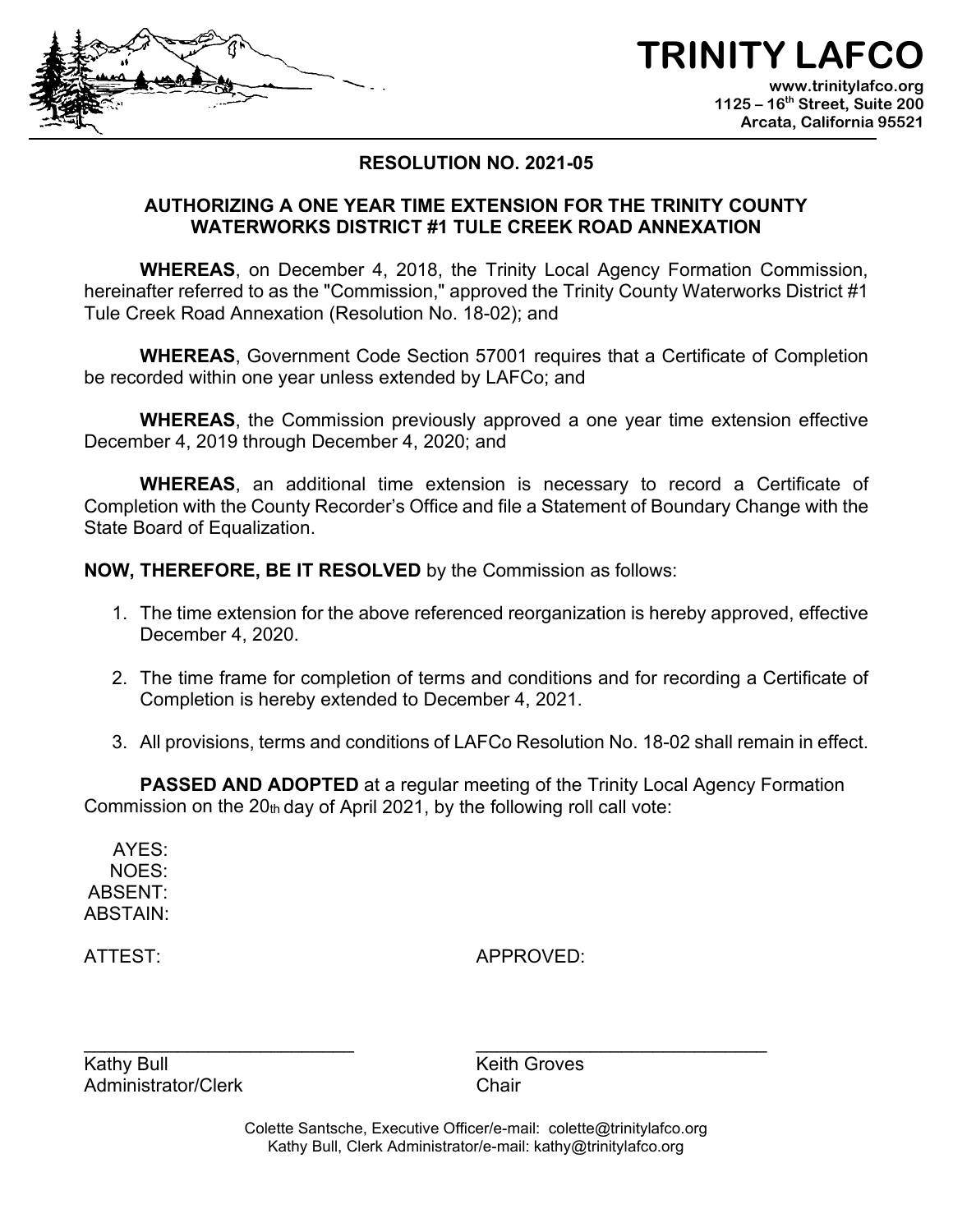# TRINITY LAFCO

www.trinitylafco.org
1125 – 16th Street, Suite 200
Arcata, California 95521

## RESOLUTION NO. 2021-05

### AUTHORIZING A ONE YEAR TIME EXTENSION FOR THE TRINITY COUNTY WATERWORKS DISTRICT #1 TULE CREEK ROAD ANNEXATION

**WHEREAS**, on December 4, 2018, the Trinity Local Agency Formation Commission, hereinafter referred to as the "Commission," approved the Trinity County Waterworks District #1 Tule Creek Road Annexation (Resolution No. 18-02); and

**WHEREAS**, Government Code Section 57001 requires that a Certificate of Completion be recorded within one year unless extended by LAFCo; and

**WHEREAS**, the Commission previously approved a one year time extension effective December 4, 2019 through December 4, 2020; and

**WHEREAS**, an additional time extension is necessary to record a Certificate of Completion with the County Recorder's Office and file a Statement of Boundary Change with the State Board of Equalization.

**NOW, THEREFORE, BE IT RESOLVED** by the Commission as follows:

1. The time extension for the above referenced reorganization is hereby approved, effective December 4, 2020.
2. The time frame for completion of terms and conditions and for recording a Certificate of Completion is hereby extended to December 4, 2021.
3. All provisions, terms and conditions of LAFCo Resolution No. 18-02 shall remain in effect.

**PASSED AND ADOPTED** at a regular meeting of the Trinity Local Agency Formation Commission on the 20th day of April 2021, by the following roll call vote:

AYES:
NOES:
ABSENT:
ABSTAIN:

ATTEST: APPROVED:

\_\_\_\_\_\_\_\_\_\_\_\_\_\_\_\_\_\_\_\_\_\_\_\_\_\_\_ \_\_\_\_\_\_\_\_\_\_\_\_\_\_\_\_\_\_\_\_\_\_\_\_\_\_\_\_\_\_

Kathy Bull
Administrator/Clerk

Keith Groves
Chair

Colette Santsche, Executive Officer/e-mail: colette@trinitylafco.org
Kathy Bull, Clerk Administrator/e-mail: kathy@trinitylafco.org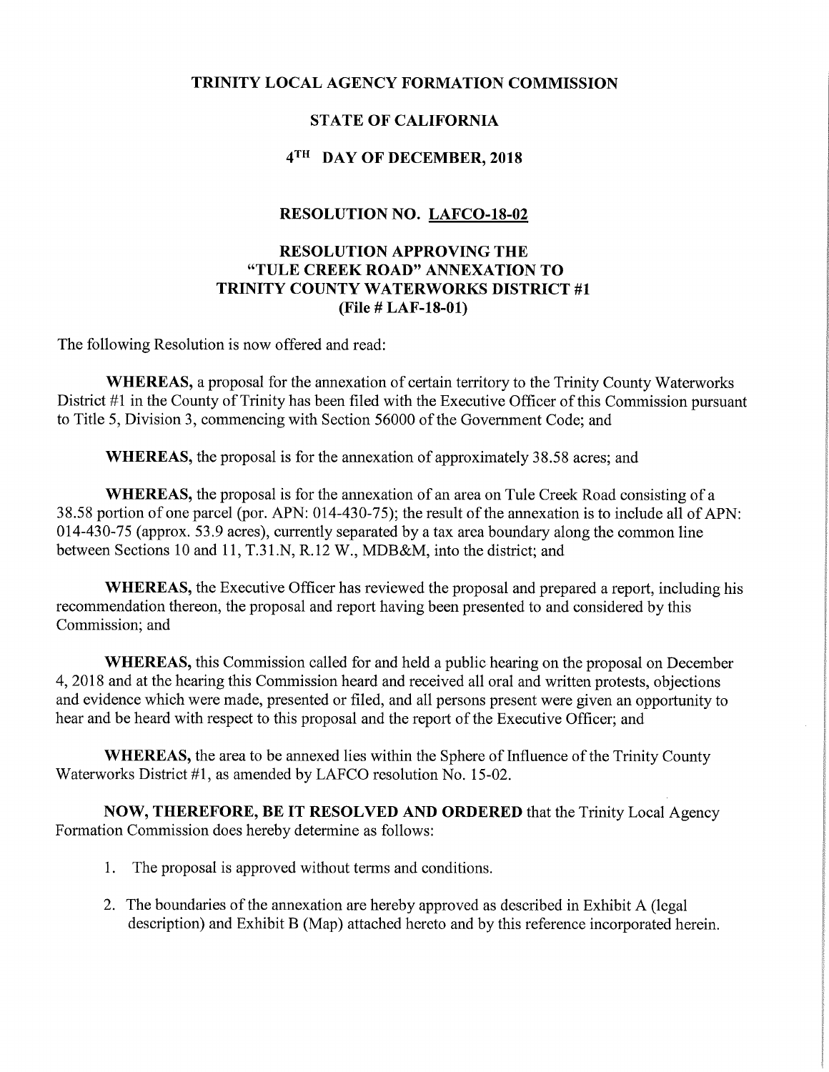**TRINITY LOCAL AGENCY FORMATION COMMISSION**

**STATE OF CALIFORNIA**

**4TH DAY OF DECEMBER, 2018**

**RESOLUTION NO. LAFCO-18-02**

**RESOLUTION APPROVING THE "TULE CREEK ROAD" ANNEXATION TO TRINITY COUNTY WATERWORKS DISTRICT #1 (File # LAF-18-01)**

The following Resolution is now offered and read:

**WHEREAS,** a proposal for the annexation of certain territory to the Trinity County Waterworks District #1 in the County of Trinity has been filed with the Executive Officer of this Commission pursuant to Title 5, Division 3, commencing with Section 56000 of the Government Code; and

**WHEREAS,** the proposal is for the annexation of approximately 38.58 acres; and

**WHEREAS,** the proposal is for the annexation of an area on Tule Creek Road consisting of a 38.58 portion of one parcel (por. APN: 014-430-75); the result of the annexation is to include all of APN: 014-430-75 (approx. 53.9 acres), currently separated by a tax area boundary along the common line between Sections 10 and 11, T.31.N, R.12 W., MDB&M, into the district; and

**WHEREAS,** the Executive Officer has reviewed the proposal and prepared a report, including his recommendation thereon, the proposal and report having been presented to and considered by this Commission; and

**WHEREAS,** this Commission called for and held a public hearing on the proposal on December 4, 2018 and at the hearing this Commission heard and received all oral and written protests, objections and evidence which were made, presented or filed, and all persons present were given an opportunity to hear and be heard with respect to this proposal and the report of the Executive Officer; and

**WHEREAS,** the area to be annexed lies within the Sphere of Influence of the Trinity County Waterworks District #1, as amended by LAFCO resolution No. 15-02.

**NOW, THEREFORE, BE IT RESOLVED AND ORDERED** that the Trinity Local Agency Formation Commission does hereby determine as follows:

1. The proposal is approved without terms and conditions.
2. The boundaries of the annexation are hereby approved as described in Exhibit A (legal description) and Exhibit B (Map) attached hereto and by this reference incorporated herein.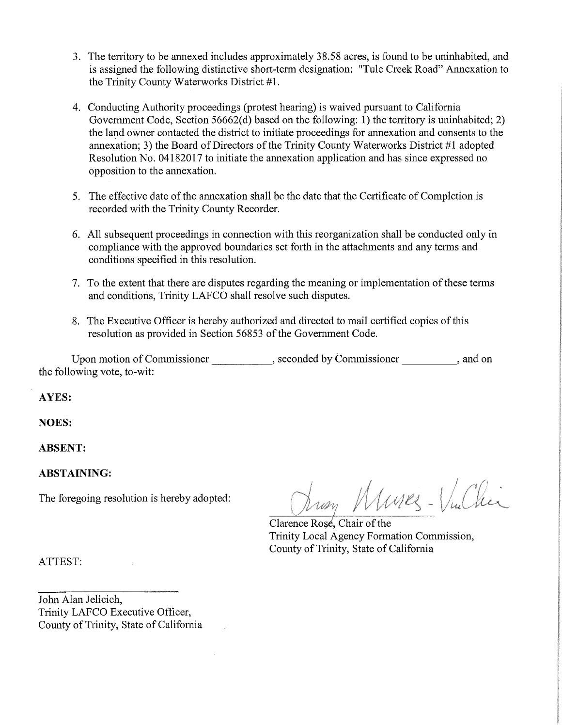3. The territory to be annexed includes approximately 38.58 acres, is found to be uninhabited, and is assigned the following distinctive short-term designation: "Tule Creek Road" Annexation to the Trinity County Waterworks District #1.

4. Conducting Authority proceedings (protest hearing) is waived pursuant to California Government Code, Section 56662(d) based on the following: 1) the territory is uninhabited; 2) the land owner contacted the district to initiate proceedings for annexation and consents to the annexation; 3) the Board of Directors of the Trinity County Waterworks District #1 adopted Resolution No. 04182017 to initiate the annexation application and has since expressed no opposition to the annexation.

5. The effective date of the annexation shall be the date that the Certificate of Completion is recorded with the Trinity County Recorder.

6. All subsequent proceedings in connection with this reorganization shall be conducted only in compliance with the approved boundaries set forth in the attachments and any terms and conditions specified in this resolution.

7. To the extent that there are disputes regarding the meaning or implementation of these terms and conditions, Trinity LAFCO shall resolve such disputes.

8. The Executive Officer is hereby authorized and directed to mail certified copies of this resolution as provided in Section 56853 of the Government Code.

Upon motion of Commissioner __________, seconded by Commissioner __________, and on the following vote, to-wit:

**AYES:**

**NOES:**

**ABSENT:**

**ABSTAINING:**

The foregoing resolution is hereby adopted:

Clarence Rose, Chair of the
Trinity Local Agency Formation Commission,
County of Trinity, State of California

ATTEST:

________________

John Alan Jelicich,
Trinity LAFCO Executive Officer,
County of Trinity, State of California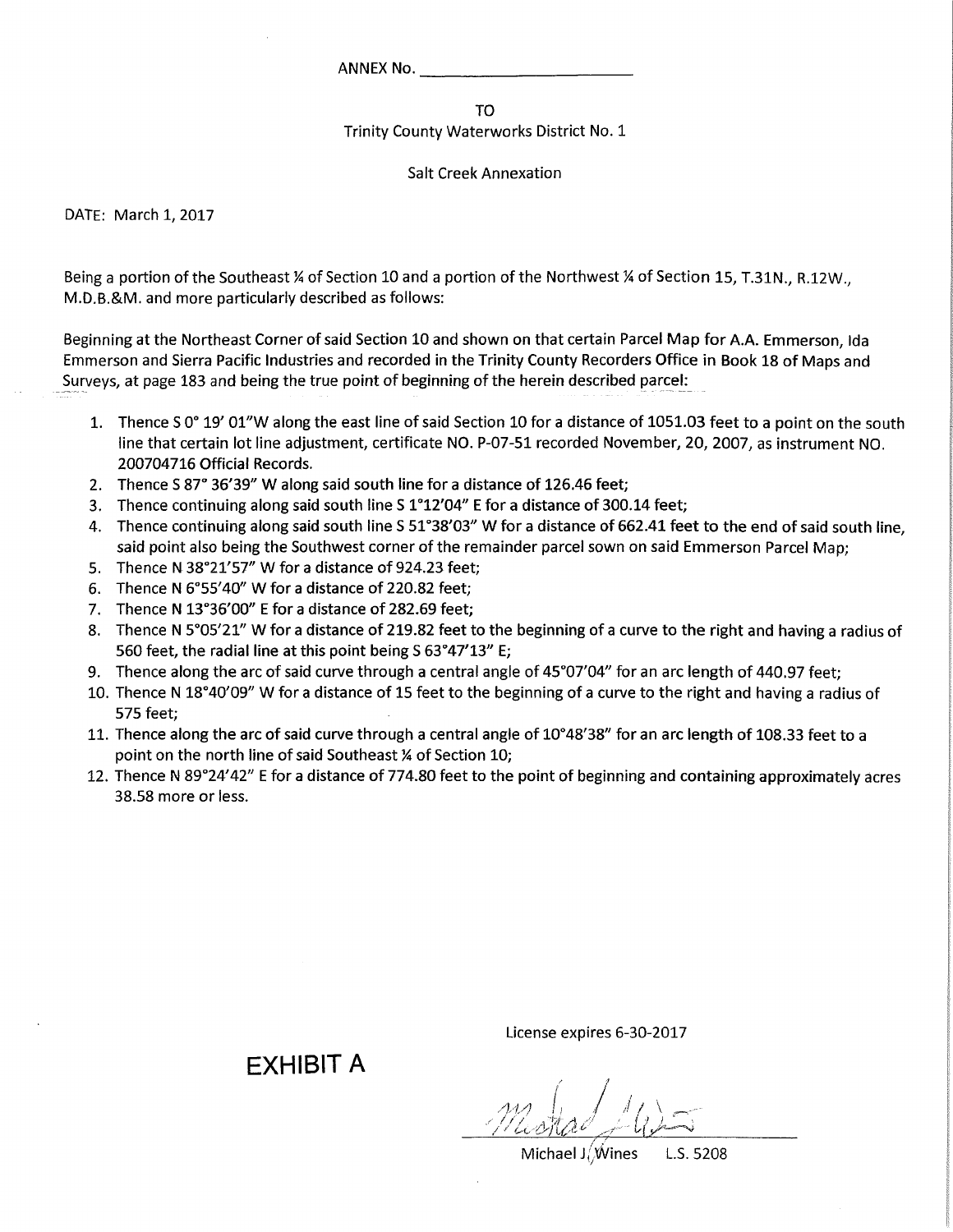ANNEX No. \_\_\_\_\_\_\_\_\_\_\_\_\_\_\_\_\_\_\_\_\_\_

TO
Trinity County Waterworks District No. 1

Salt Creek Annexation

DATE: March 1, 2017

Being a portion of the Southeast ¼ of Section 10 and a portion of the Northwest ¼ of Section 15, T.31N., R.12W., M.D.B.&M. and more particularly described as follows:

Beginning at the Northeast Corner of said Section 10 and shown on that certain Parcel Map for A.A. Emmerson, Ida Emmerson and Sierra Pacific Industries and recorded in the Trinity County Recorders Office in Book 18 of Maps and Surveys, at page 183 and being the true point of beginning of the herein described parcel:

1. Thence S 0° 19' 01"W along the east line of said Section 10 for a distance of 1051.03 feet to a point on the south line that certain lot line adjustment, certificate NO. P-07-51 recorded November, 20, 2007, as instrument NO. 200704716 Official Records.
2. Thence S 87° 36'39" W along said south line for a distance of 126.46 feet;
3. Thence continuing along said south line S 1°12'04" E for a distance of 300.14 feet;
4. Thence continuing along said south line S 51°38'03" W for a distance of 662.41 feet to the end of said south line, said point also being the Southwest corner of the remainder parcel sown on said Emmerson Parcel Map;
5. Thence N 38°21'57" W for a distance of 924.23 feet;
6. Thence N 6°55'40" W for a distance of 220.82 feet;
7. Thence N 13°36'00" E for a distance of 282.69 feet;
8. Thence N 5°05'21" W for a distance of 219.82 feet to the beginning of a curve to the right and having a radius of 560 feet, the radial line at this point being S 63°47'13" E;
9. Thence along the arc of said curve through a central angle of 45°07'04" for an arc length of 440.97 feet;
10. Thence N 18°40'09" W for a distance of 15 feet to the beginning of a curve to the right and having a radius of 575 feet;
11. Thence along the arc of said curve through a central angle of 10°48'38" for an arc length of 108.33 feet to a point on the north line of said Southeast ¼ of Section 10;
12. Thence N 89°24'42" E for a distance of 774.80 feet to the point of beginning and containing approximately acres 38.58 more or less.

License expires 6-30-2017

## EXHIBIT A

Michael J. Wines L.S. 5208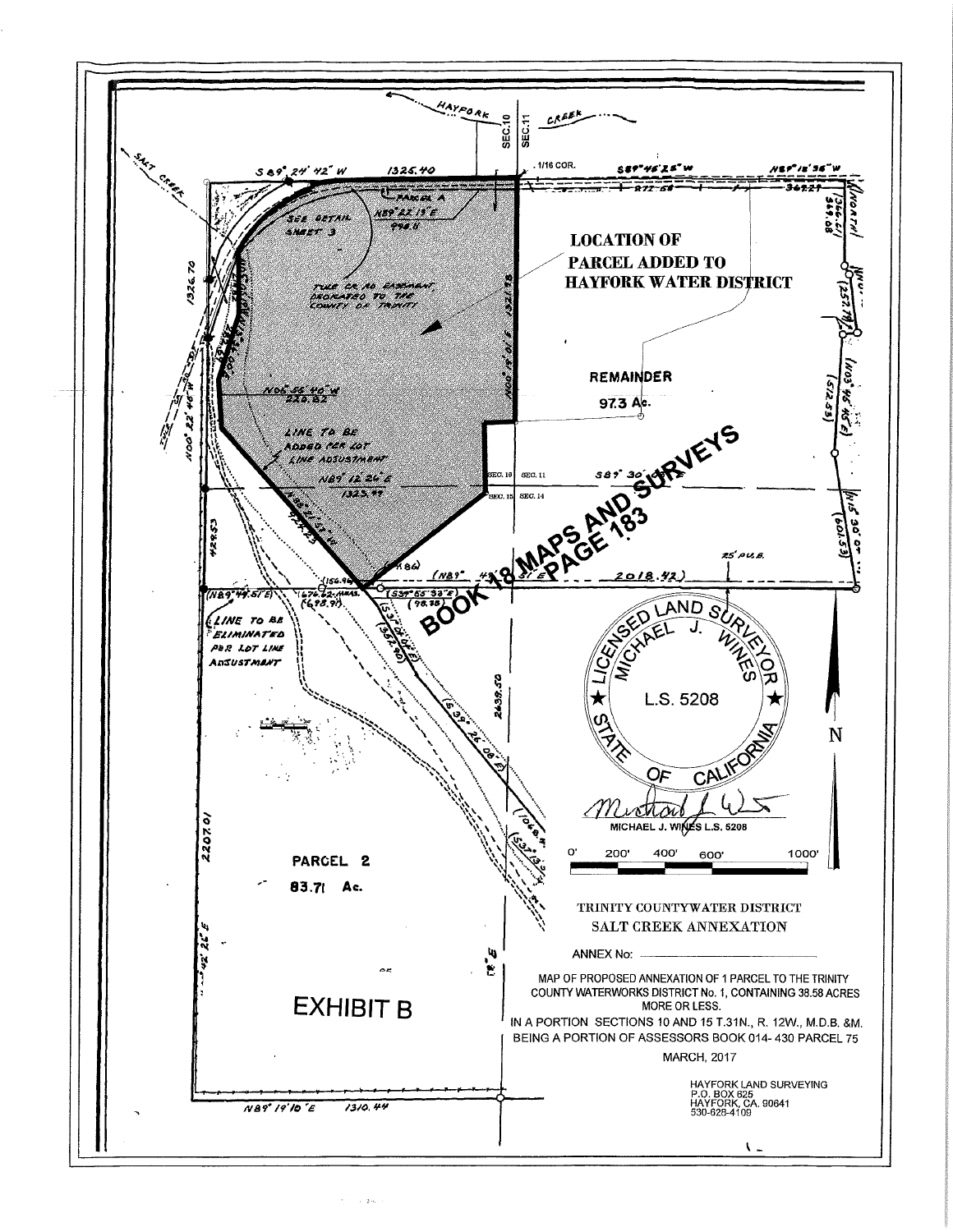HAYFORK CREEK

SEC.10 SEC.11

1/16 COR.

SALT CREEK

S 89° 24' 42" W 1325.40

S89°46'25"W

N89°18'36"W

PARCEL A

N89°22'13"E 798.11

SEE DETAIL SHEET 3

TULE CR. RD EASEMENT ABANDONED TO THE COUNTY OF TRINITY

LOCATION OF PARCEL ADDED TO HAYFORK WATER DISTRICT

REMAINDER

97.3 Ac.

N00°19'01"E 1321.78

N06°56'40"W 520.82

LINE TO BE ADDED PER LOT LINE ADJUSTMENT

N89°12'26"E 1323.99

SEC. 10 SEC. 11

SEC. 15 SEC. 14

S89°30'

BOOK 18 MAPS AND SURVEYS PAGE 183

(N89° 49' 51" E 2018.42)

25' PUE

1326.70

N00°22'45"W

429.53

(N89°49'51"E)

(676.22' MEAS.) (698.91')

(156.96)

(S37°55'33"E) (78.38)

LINE TO BE ELIMINATED PER LOT LINE ADJUSTMENT

(S37°20'06"E) (351.90)

(S39°26'08"E)

2639.50

LICENSED LAND SURVEYOR MICHAEL J. WINES L.S. 5208 STATE OF CALIFORNIA

MICHAEL J. WINES L.S. 5208

N

0' 200' 400' 600' 1000'

2207.01

PARCEL 2

83.71 Ac.

EXHIBIT B

N89°19'10"E 1310.44

TRINITY COUNTYWATER DISTRICT

SALT CREEK ANNEXATION

ANNEX No: ____________________

MAP OF PROPOSED ANNEXATION OF 1 PARCEL TO THE TRINITY COUNTY WATERWORKS DISTRICT No. 1, CONTAINING 38.58 ACRES MORE OR LESS.

IN A PORTION SECTIONS 10 AND 15 T.31N., R. 12W., M.D.B. &M.

BEING A PORTION OF ASSESSORS BOOK 014- 430 PARCEL 75

MARCH, 2017

HAYFORK LAND SURVEYING
P.O. BOX 625
HAYFORK, CA. 96041
530-628-4109